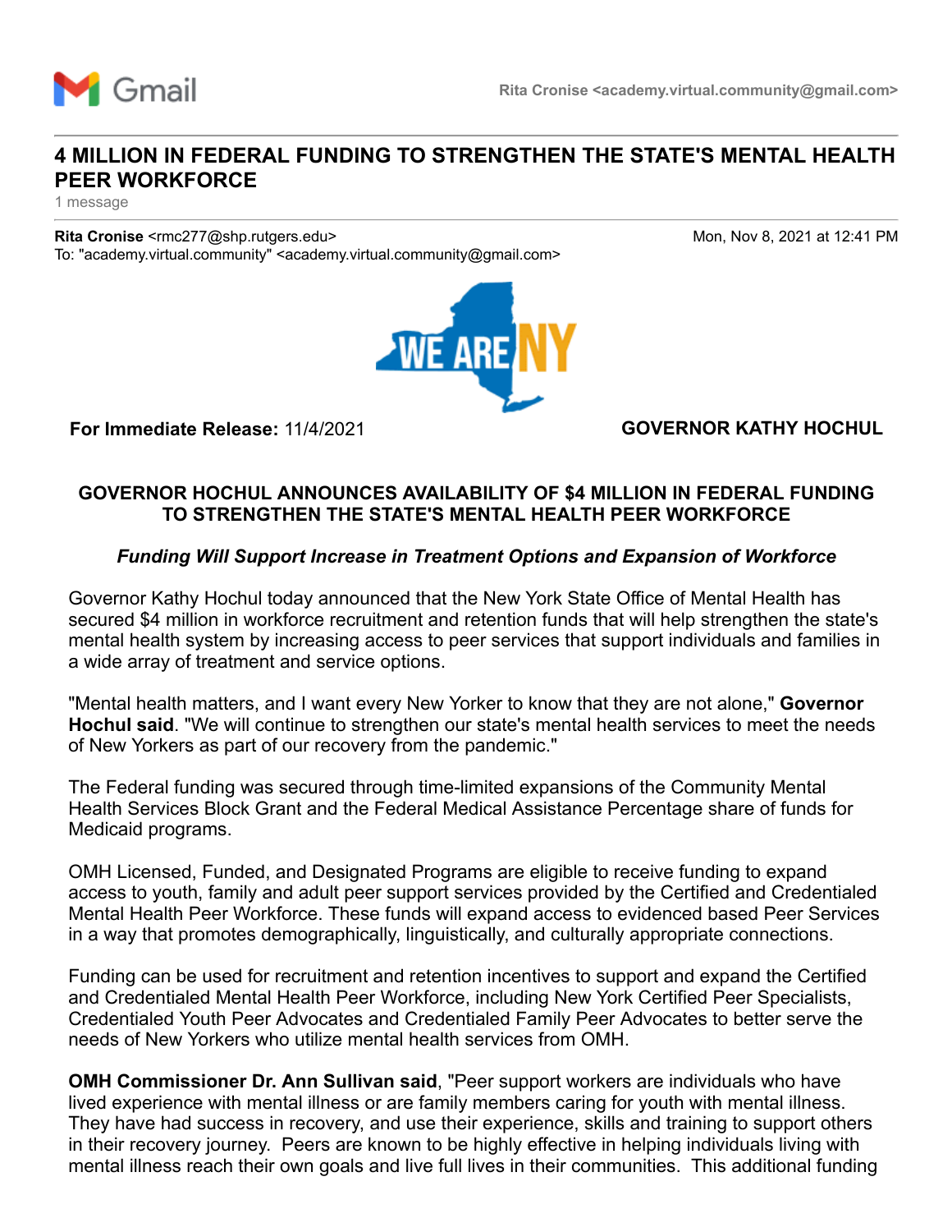Gmail Rita Cronise <academy.virtual.community@gmail.com>

# 4 MILLION IN FEDERAL FUNDING TO STRENGTHEN THE STATE'S MENTAL HEALTH PEER WORKFORCE

1 message

**Rita Cronise** <rmc277@shp.rutgers.edu> Mon, Nov 8, 2021 at 12:41 PM
To: "academy.virtual.community" <academy.virtual.community@gmail.com>

WE ARE NY

**For Immediate Release:** 11/4/2021 **GOVERNOR KATHY HOCHUL**

## GOVERNOR HOCHUL ANNOUNCES AVAILABILITY OF $4 MILLION IN FEDERAL FUNDING TO STRENGTHEN THE STATE'S MENTAL HEALTH PEER WORKFORCE

***Funding Will Support Increase in Treatment Options and Expansion of Workforce***

Governor Kathy Hochul today announced that the New York State Office of Mental Health has secured $4 million in workforce recruitment and retention funds that will help strengthen the state's mental health system by increasing access to peer services that support individuals and families in a wide array of treatment and service options.

"Mental health matters, and I want every New Yorker to know that they are not alone," **Governor Hochul said**. "We will continue to strengthen our state's mental health services to meet the needs of New Yorkers as part of our recovery from the pandemic."

The Federal funding was secured through time-limited expansions of the Community Mental Health Services Block Grant and the Federal Medical Assistance Percentage share of funds for Medicaid programs.

OMH Licensed, Funded, and Designated Programs are eligible to receive funding to expand access to youth, family and adult peer support services provided by the Certified and Credentialed Mental Health Peer Workforce. These funds will expand access to evidenced based Peer Services in a way that promotes demographically, linguistically, and culturally appropriate connections.

Funding can be used for recruitment and retention incentives to support and expand the Certified and Credentialed Mental Health Peer Workforce, including New York Certified Peer Specialists, Credentialed Youth Peer Advocates and Credentialed Family Peer Advocates to better serve the needs of New Yorkers who utilize mental health services from OMH.

**OMH Commissioner Dr. Ann Sullivan said**, "Peer support workers are individuals who have lived experience with mental illness or are family members caring for youth with mental illness. They have had success in recovery, and use their experience, skills and training to support others in their recovery journey. Peers are known to be highly effective in helping individuals living with mental illness reach their own goals and live full lives in their communities. This additional funding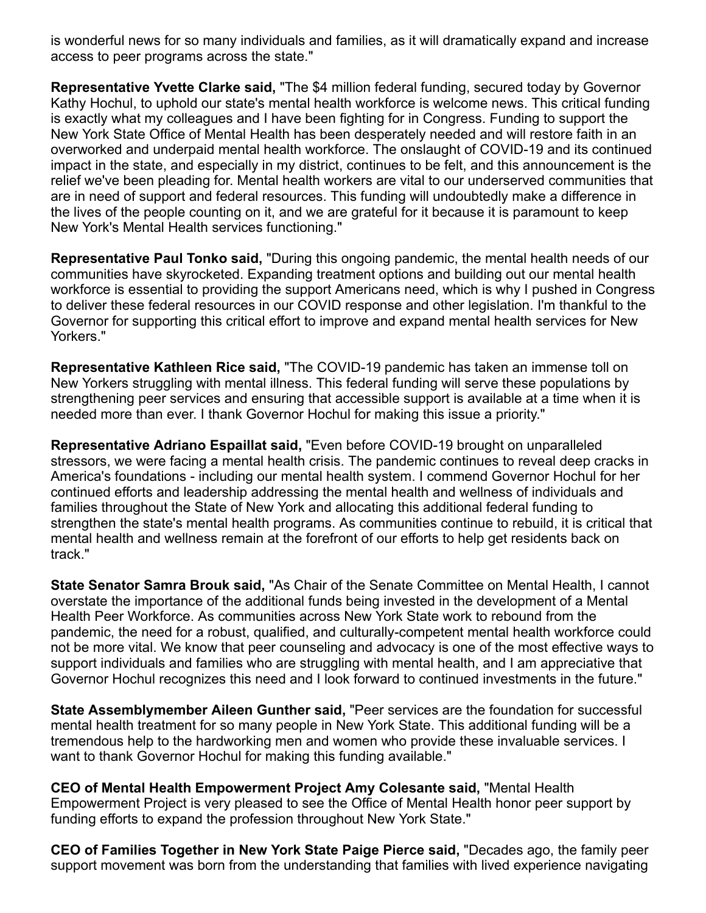is wonderful news for so many individuals and families, as it will dramatically expand and increase access to peer programs across the state."

**Representative Yvette Clarke said,** "The $4 million federal funding, secured today by Governor Kathy Hochul, to uphold our state's mental health workforce is welcome news. This critical funding is exactly what my colleagues and I have been fighting for in Congress. Funding to support the New York State Office of Mental Health has been desperately needed and will restore faith in an overworked and underpaid mental health workforce. The onslaught of COVID-19 and its continued impact in the state, and especially in my district, continues to be felt, and this announcement is the relief we've been pleading for. Mental health workers are vital to our underserved communities that are in need of support and federal resources. This funding will undoubtedly make a difference in the lives of the people counting on it, and we are grateful for it because it is paramount to keep New York's Mental Health services functioning."

**Representative Paul Tonko said,** "During this ongoing pandemic, the mental health needs of our communities have skyrocketed. Expanding treatment options and building out our mental health workforce is essential to providing the support Americans need, which is why I pushed in Congress to deliver these federal resources in our COVID response and other legislation. I'm thankful to the Governor for supporting this critical effort to improve and expand mental health services for New Yorkers."

**Representative Kathleen Rice said,** "The COVID-19 pandemic has taken an immense toll on New Yorkers struggling with mental illness. This federal funding will serve these populations by strengthening peer services and ensuring that accessible support is available at a time when it is needed more than ever. I thank Governor Hochul for making this issue a priority."

**Representative Adriano Espaillat said,** "Even before COVID-19 brought on unparalleled stressors, we were facing a mental health crisis. The pandemic continues to reveal deep cracks in America's foundations - including our mental health system. I commend Governor Hochul for her continued efforts and leadership addressing the mental health and wellness of individuals and families throughout the State of New York and allocating this additional federal funding to strengthen the state's mental health programs. As communities continue to rebuild, it is critical that mental health and wellness remain at the forefront of our efforts to help get residents back on track."

**State Senator Samra Brouk said,** "As Chair of the Senate Committee on Mental Health, I cannot overstate the importance of the additional funds being invested in the development of a Mental Health Peer Workforce. As communities across New York State work to rebound from the pandemic, the need for a robust, qualified, and culturally-competent mental health workforce could not be more vital. We know that peer counseling and advocacy is one of the most effective ways to support individuals and families who are struggling with mental health, and I am appreciative that Governor Hochul recognizes this need and I look forward to continued investments in the future."

**State Assemblymember Aileen Gunther said,** "Peer services are the foundation for successful mental health treatment for so many people in New York State. This additional funding will be a tremendous help to the hardworking men and women who provide these invaluable services. I want to thank Governor Hochul for making this funding available."

**CEO of Mental Health Empowerment Project Amy Colesante said,** "Mental Health Empowerment Project is very pleased to see the Office of Mental Health honor peer support by funding efforts to expand the profession throughout New York State."

**CEO of Families Together in New York State Paige Pierce said,** "Decades ago, the family peer support movement was born from the understanding that families with lived experience navigating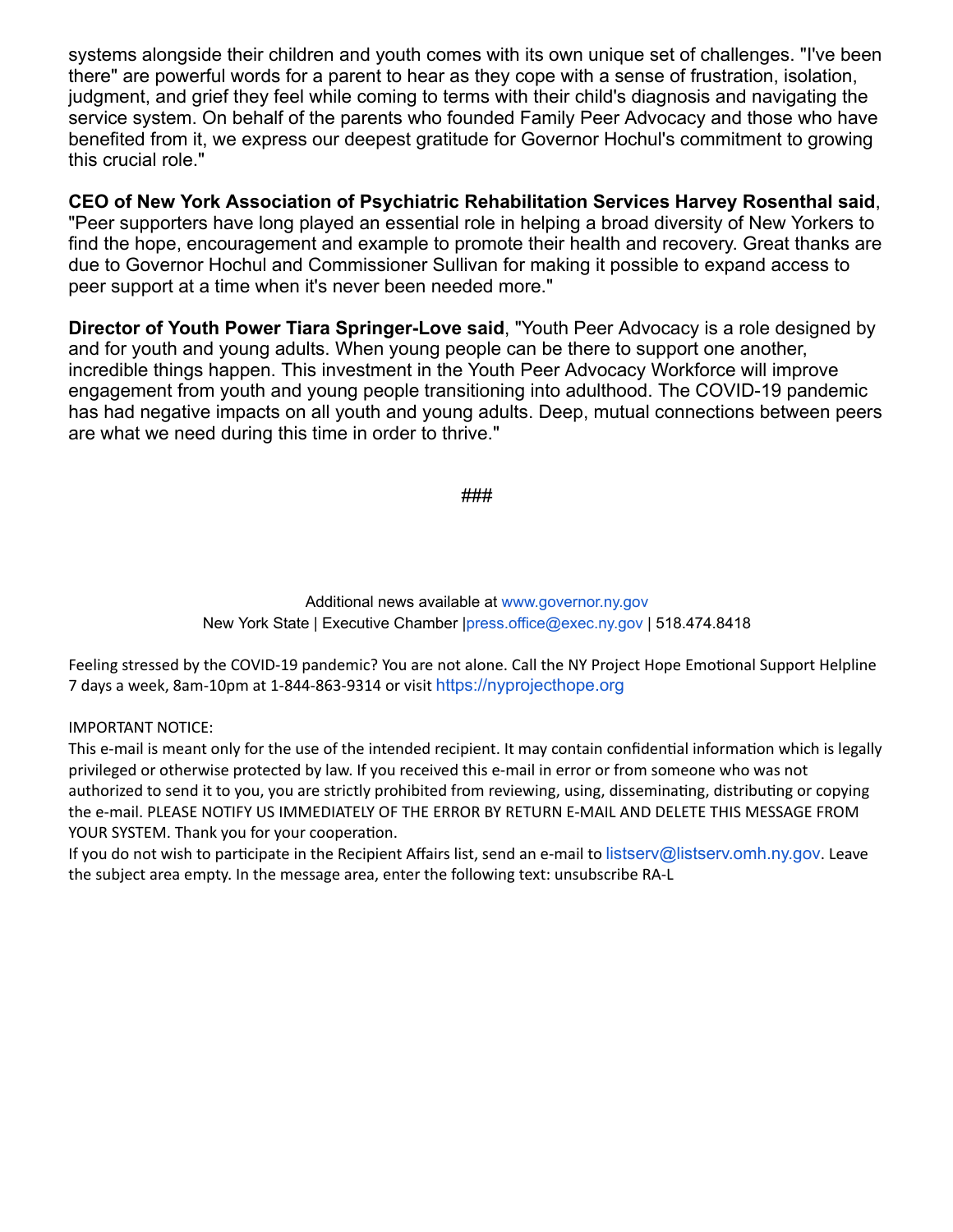systems alongside their children and youth comes with its own unique set of challenges. "I've been there" are powerful words for a parent to hear as they cope with a sense of frustration, isolation, judgment, and grief they feel while coming to terms with their child's diagnosis and navigating the service system. On behalf of the parents who founded Family Peer Advocacy and those who have benefited from it, we express our deepest gratitude for Governor Hochul's commitment to growing this crucial role."

**CEO of New York Association of Psychiatric Rehabilitation Services Harvey Rosenthal said**, "Peer supporters have long played an essential role in helping a broad diversity of New Yorkers to find the hope, encouragement and example to promote their health and recovery. Great thanks are due to Governor Hochul and Commissioner Sullivan for making it possible to expand access to peer support at a time when it's never been needed more."

**Director of Youth Power Tiara Springer-Love said**, "Youth Peer Advocacy is a role designed by and for youth and young adults. When young people can be there to support one another, incredible things happen. This investment in the Youth Peer Advocacy Workforce will improve engagement from youth and young people transitioning into adulthood. The COVID-19 pandemic has had negative impacts on all youth and young adults. Deep, mutual connections between peers are what we need during this time in order to thrive."

###

Additional news available at www.governor.ny.gov
New York State | Executive Chamber |press.office@exec.ny.gov | 518.474.8418

Feeling stressed by the COVID-19 pandemic? You are not alone. Call the NY Project Hope Emotional Support Helpline 7 days a week, 8am-10pm at 1-844-863-9314 or visit https://nyprojecthope.org

IMPORTANT NOTICE:
This e-mail is meant only for the use of the intended recipient. It may contain confidential information which is legally privileged or otherwise protected by law. If you received this e-mail in error or from someone who was not authorized to send it to you, you are strictly prohibited from reviewing, using, disseminating, distributing or copying the e-mail. PLEASE NOTIFY US IMMEDIATELY OF THE ERROR BY RETURN E-MAIL AND DELETE THIS MESSAGE FROM YOUR SYSTEM. Thank you for your cooperation.
If you do not wish to participate in the Recipient Affairs list, send an e-mail to listserv@listserv.omh.ny.gov. Leave the subject area empty. In the message area, enter the following text: unsubscribe RA-L